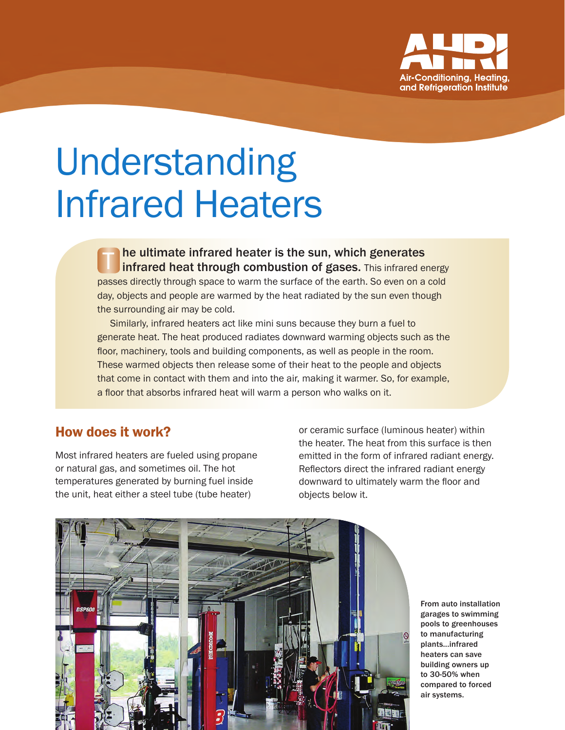# Understanding Infrared Heaters

**The ultimate infrared heater is the sun, which generates infrared heat through combustion of gases.** This infrared energy passes directly through space to warm the surface of the earth. So even on a cold day, objects and people are warmed by the heat radiated by the sun even though the surrounding air may be cold.

Similarly, infrared heaters act like mini suns because they burn a fuel to generate heat. The heat produced radiates downward warming objects such as the floor, machinery, tools and building components, as well as people in the room. These warmed objects then release some of their heat to the people and objects that come in contact with them and into the air, making it warmer. So, for example, a floor that absorbs infrared heat will warm a person who walks on it.

## How does it work?

Most infrared heaters are fueled using propane or natural gas, and sometimes oil. The hot temperatures generated by burning fuel inside the unit, heat either a steel tube (tube heater) or ceramic surface (luminous heater) within the heater. The heat from this surface is then emitted in the form of infrared radiant energy. Reflectors direct the infrared radiant energy downward to ultimately warm the floor and objects below it.

**From auto installation garages to swimming pools to greenhouses to manufacturing plants...infrared heaters can save building owners up to 30-50% when compared to forced air systems.**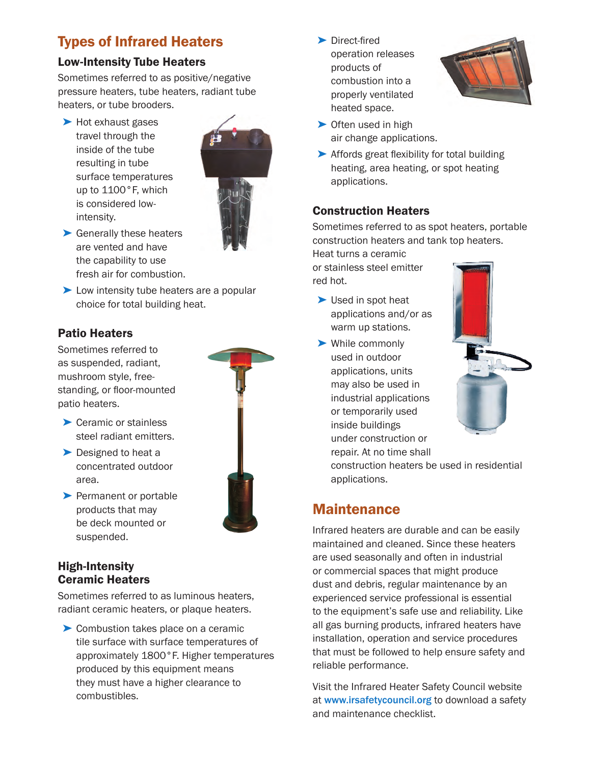# Types of Infrared Heaters

### Low-Intensity Tube Heaters

Sometimes referred to as positive/negative pressure heaters, tube heaters, radiant tube heaters, or tube brooders.

- Hot exhaust gases travel through the inside of the tube resulting in tube surface temperatures up to 1100°F, which is considered low-intensity.
- Generally these heaters are vented and have the capability to use fresh air for combustion.
- Low intensity tube heaters are a popular choice for total building heat.

### Patio Heaters

Sometimes referred to as suspended, radiant, mushroom style, free-standing, or floor-mounted patio heaters.

- Ceramic or stainless steel radiant emitters.
- Designed to heat a concentrated outdoor area.
- Permanent or portable products that may be deck mounted or suspended.

### High-Intensity Ceramic Heaters

Sometimes referred to as luminous heaters, radiant ceramic heaters, or plaque heaters.

- Combustion takes place on a ceramic tile surface with surface temperatures of approximately 1800°F. Higher temperatures produced by this equipment means they must have a higher clearance to combustibles.
- Direct-fired operation releases products of combustion into a properly ventilated heated space.
- Often used in high air change applications.
- Affords great flexibility for total building heating, area heating, or spot heating applications.

### Construction Heaters

Sometimes referred to as spot heaters, portable construction heaters and tank top heaters. Heat turns a ceramic or stainless steel emitter red hot.

- Used in spot heat applications and/or as warm up stations.
- While commonly used in outdoor applications, units may also be used in industrial applications or temporarily used inside buildings under construction or repair. At no time shall construction heaters be used in residential applications.

# Maintenance

Infrared heaters are durable and can be easily maintained and cleaned. Since these heaters are used seasonally and often in industrial or commercial spaces that might produce dust and debris, regular maintenance by an experienced service professional is essential to the equipment's safe use and reliability. Like all gas burning products, infrared heaters have installation, operation and service procedures that must be followed to help ensure safety and reliable performance.

Visit the Infrared Heater Safety Council website at www.irsafetycouncil.org to download a safety and maintenance checklist.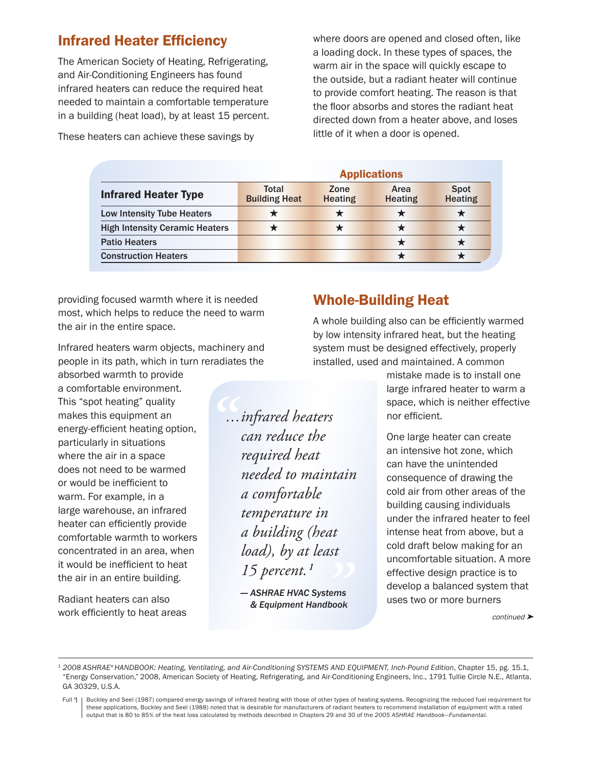## Infrared Heater Efficiency

The American Society of Heating, Refrigerating, and Air-Conditioning Engineers has found infrared heaters can reduce the required heat needed to maintain a comfortable temperature in a building (heat load), by at least 15 percent.

These heaters can achieve these savings by providing focused warmth where it is needed most, which helps to reduce the need to warm the air in the entire space.

Infrared heaters warm objects, machinery and people in its path, which in turn reradiates the absorbed warmth to provide a comfortable environment. This "spot heating" quality makes this equipment an energy-efficient heating option, particularly in situations where the air in a space does not need to be warmed or would be inefficient to warm. For example, in a large warehouse, an infrared heater can efficiently provide comfortable warmth to workers concentrated in an area, when it would be inefficient to heat the air in an entire building.

Radiant heaters can also work efficiently to heat areas where doors are opened and closed often, like a loading dock. In these types of spaces, the warm air in the space will quickly escape to the outside, but a radiant heater will continue to provide comfort heating. The reason is that the floor absorbs and stores the radiant heat directed down from a heater above, and loses little of it when a door is opened.

| Infrared Heater Type | Applications | | | |
|---|---|---|---|---|
| | Total Building Heat | Zone Heating | Area Heating | Spot Heating |
| Low Intensity Tube Heaters | ★ | ★ | ★ | ★ |
| High Intensity Ceramic Heaters | ★ | ★ | ★ | ★ |
| Patio Heaters | | | ★ | ★ |
| Construction Heaters | | | ★ | ★ |

> *"…infrared heaters can reduce the required heat needed to maintain a comfortable temperature in a building (heat load), by at least 15 percent.*[1]*"*
>
> ***— ASHRAE HVAC Systems & Equipment Handbook***

## Whole-Building Heat

A whole building also can be efficiently warmed by low intensity infrared heat, but the heating system must be designed effectively, properly installed, used and maintained. A common mistake made is to install one large infrared heater to warm a space, which is neither effective nor efficient.

One large heater can create an intensive hot zone, which can have the unintended consequence of drawing the cold air from other areas of the building causing individuals under the infrared heater to feel intense heat from above, but a cold draft below making for an uncomfortable situation. A more effective design practice is to develop a balanced system that uses two or more burners

*continued* ➤

---

[1] *2008 ASHRAE® HANDBOOK: Heating, Ventilating, and Air-Conditioning SYSTEMS AND EQUIPMENT, Inch-Pound Edition*, Chapter 15, pg. 15.1, "Energy Conservation," 2008, American Society of Heating, Refrigerating, and Air-Conditioning Engineers, Inc., 1791 Tullie Circle N.E., Atlanta, GA 30329, U.S.A.

Full ¶ | Buckley and Seel (1987) compared energy savings of infrared heating with those of other types of heating systems. Recognizing the reduced fuel requirement for these applications, Buckley and Seel (1988) noted that is desirable for manufacturers of radiant heaters to recommend installation of equipment with a rated output that is 80 to 85% of the heat loss calculated by methods described in Chapters 29 and 30 of the *2005 ASHRAE Handbook—Fundamental.*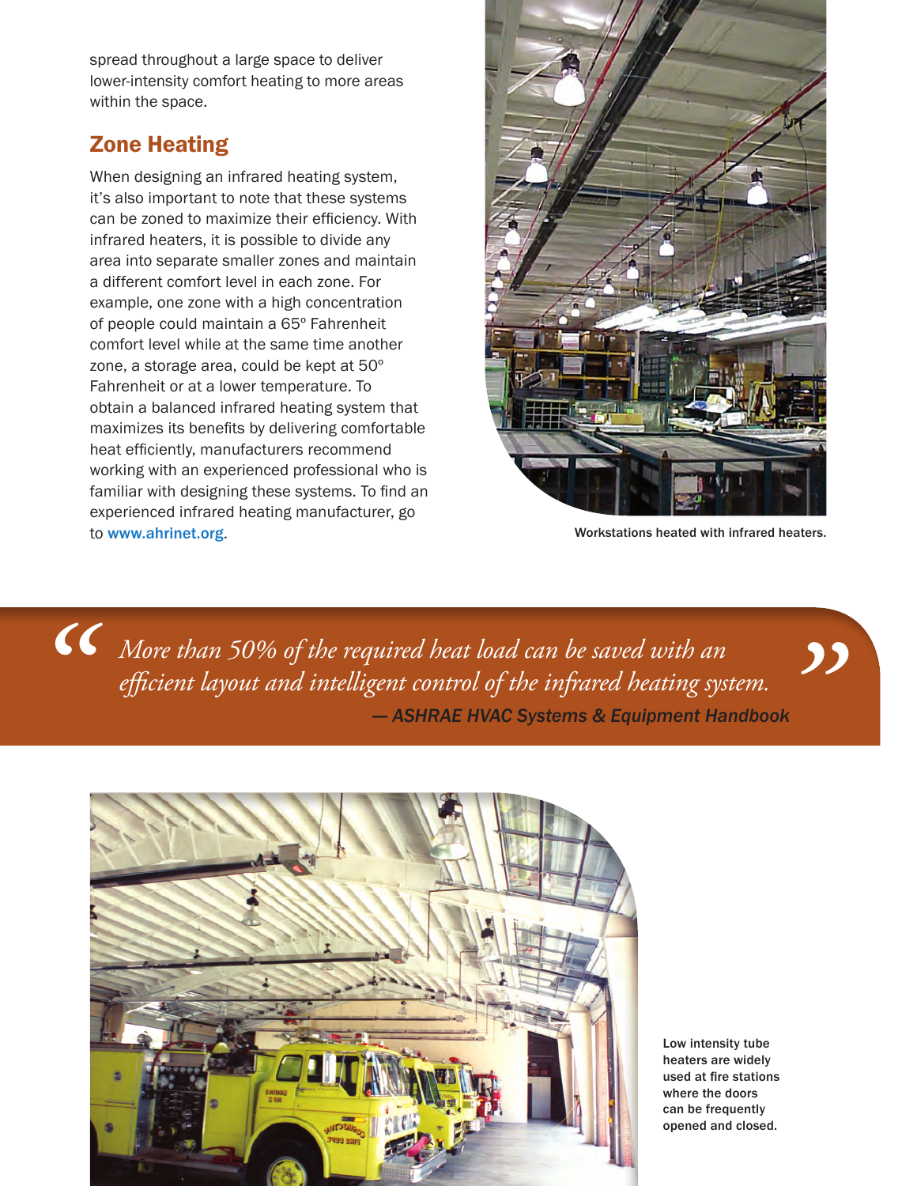spread throughout a large space to deliver lower-intensity comfort heating to more areas within the space.

## Zone Heating

When designing an infrared heating system, it's also important to note that these systems can be zoned to maximize their efficiency. With infrared heaters, it is possible to divide any area into separate smaller zones and maintain a different comfort level in each zone. For example, one zone with a high concentration of people could maintain a 65° Fahrenheit comfort level while at the same time another zone, a storage area, could be kept at 50° Fahrenheit or at a lower temperature. To obtain a balanced infrared heating system that maximizes its benefits by delivering comfortable heat efficiently, manufacturers recommend working with an experienced professional who is familiar with designing these systems. To find an experienced infrared heating manufacturer, go to www.ahrinet.org.

Workstations heated with infrared heaters.

> *"More than 50% of the required heat load can be saved with an efficient layout and intelligent control of the infrared heating system."*
>
> *— ASHRAE HVAC Systems & Equipment Handbook*

Low intensity tube heaters are widely used at fire stations where the doors can be frequently opened and closed.